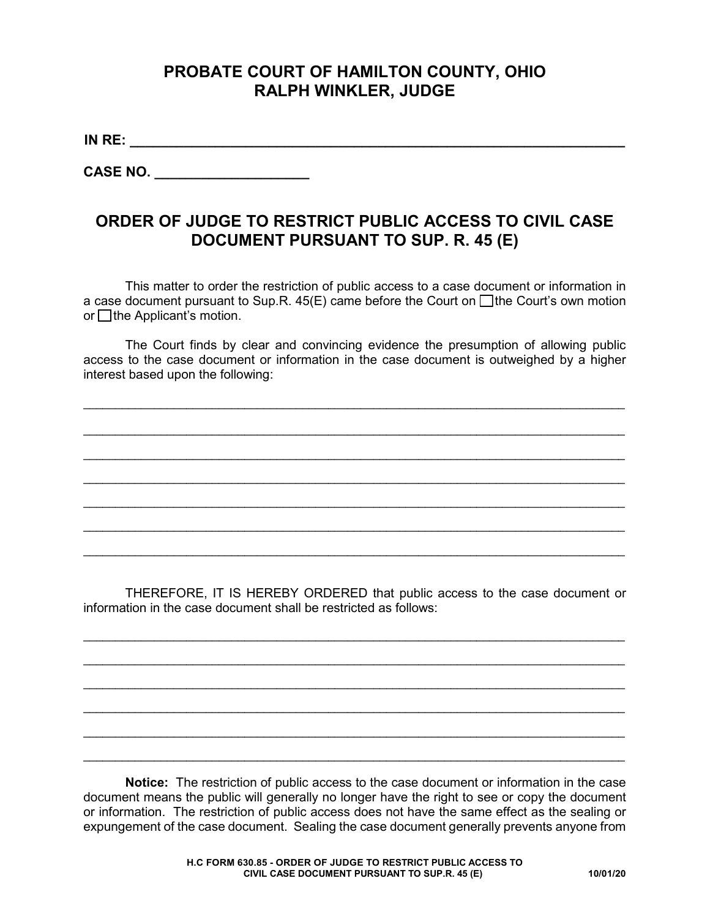# PROBATE COURT OF HAMILTON COUNTY, OHIO
# RALPH WINKLER, JUDGE

**IN RE: ___________________________________________________________________**

**CASE NO. ____________________**

## ORDER OF JUDGE TO RESTRICT PUBLIC ACCESS TO CIVIL CASE DOCUMENT PURSUANT TO SUP. R. 45 (E)

This matter to order the restriction of public access to a case document or information in a case document pursuant to Sup.R. 45(E) came before the Court on ☐ the Court's own motion or ☐ the Applicant's motion.

The Court finds by clear and convincing evidence the presumption of allowing public access to the case document or information in the case document is outweighed by a higher interest based upon the following:

_____________________________________________________________________________

_____________________________________________________________________________

_____________________________________________________________________________

_____________________________________________________________________________

_____________________________________________________________________________

_____________________________________________________________________________

_____________________________________________________________________________

THEREFORE, IT IS HEREBY ORDERED that public access to the case document or information in the case document shall be restricted as follows:

_____________________________________________________________________________

_____________________________________________________________________________

_____________________________________________________________________________

_____________________________________________________________________________

_____________________________________________________________________________

_____________________________________________________________________________

**Notice:** The restriction of public access to the case document or information in the case document means the public will generally no longer have the right to see or copy the document or information. The restriction of public access does not have the same effect as the sealing or expungement of the case document. Sealing the case document generally prevents anyone from

**H.C FORM 630.85 - ORDER OF JUDGE TO RESTRICT PUBLIC ACCESS TO CIVIL CASE DOCUMENT PURSUANT TO SUP.R. 45 (E)** **10/01/20**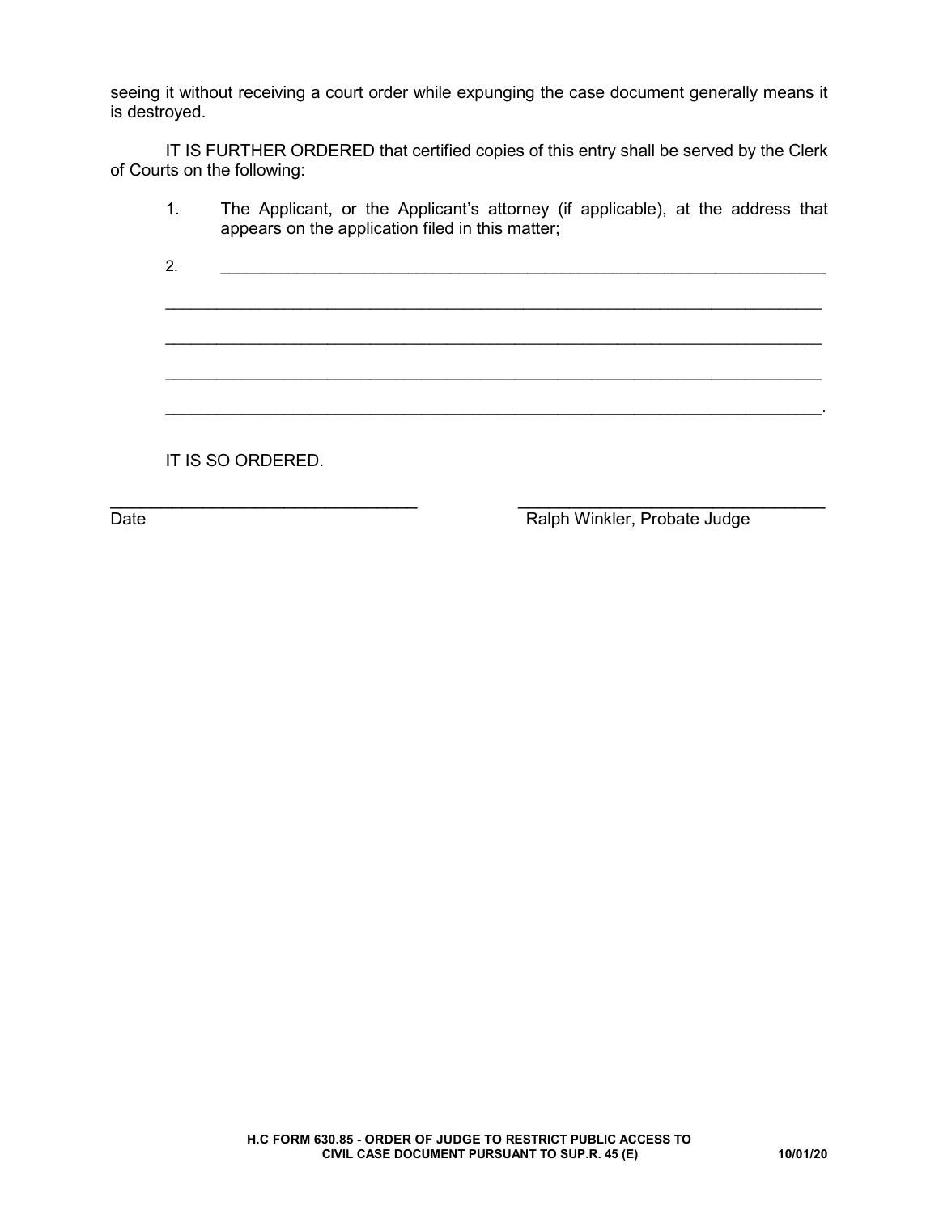seeing it without receiving a court order while expunging the case document generally means it is destroyed.

IT IS FURTHER ORDERED that certified copies of this entry shall be served by the Clerk of Courts on the following:

1. The Applicant, or the Applicant's attorney (if applicable), at the address that appears on the application filed in this matter;

2. ____________________________________________________________________

____________________________________________________________________________

____________________________________________________________________________

____________________________________________________________________________

____________________________________________________________________________.

IT IS SO ORDERED.

_________________________________ _________________________________

Date Ralph Winkler, Probate Judge

**H.C FORM 630.85 - ORDER OF JUDGE TO RESTRICT PUBLIC ACCESS TO CIVIL CASE DOCUMENT PURSUANT TO SUP.R. 45 (E)** **10/01/20**